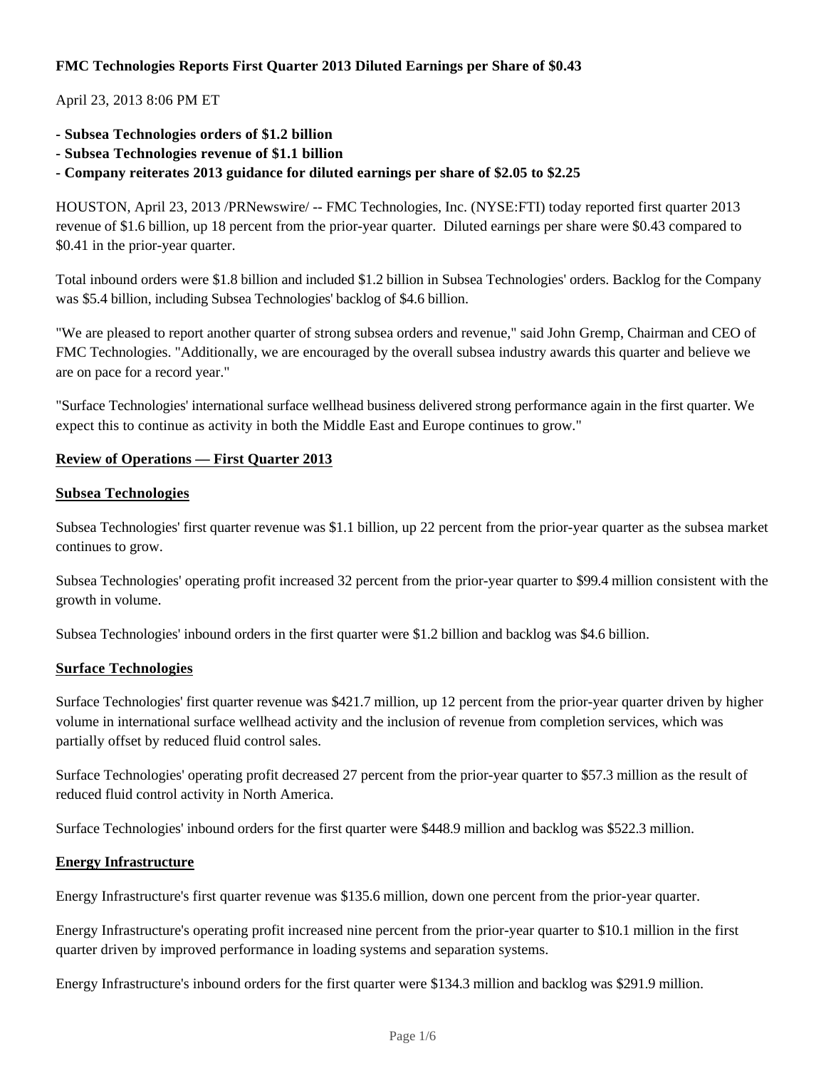# FMC Technologies Reports First Quarter 2013 Diluted Earnings per Share of $0.43

April 23, 2013 8:06 PM ET

- **Subsea Technologies orders of $1.2 billion**
- **Subsea Technologies revenue of $1.1 billion**
- **Company reiterates 2013 guidance for diluted earnings per share of $2.05 to $2.25**

HOUSTON, April 23, 2013 /PRNewswire/ -- FMC Technologies, Inc. (NYSE:FTI) today reported first quarter 2013 revenue of $1.6 billion, up 18 percent from the prior-year quarter. Diluted earnings per share were $0.43 compared to $0.41 in the prior-year quarter.

Total inbound orders were $1.8 billion and included $1.2 billion in Subsea Technologies' orders. Backlog for the Company was $5.4 billion, including Subsea Technologies' backlog of $4.6 billion.

"We are pleased to report another quarter of strong subsea orders and revenue," said John Gremp, Chairman and CEO of FMC Technologies. "Additionally, we are encouraged by the overall subsea industry awards this quarter and believe we are on pace for a record year."

"Surface Technologies' international surface wellhead business delivered strong performance again in the first quarter. We expect this to continue as activity in both the Middle East and Europe continues to grow."

## Review of Operations — First Quarter 2013

### Subsea Technologies

Subsea Technologies' first quarter revenue was $1.1 billion, up 22 percent from the prior-year quarter as the subsea market continues to grow.

Subsea Technologies' operating profit increased 32 percent from the prior-year quarter to $99.4 million consistent with the growth in volume.

Subsea Technologies' inbound orders in the first quarter were $1.2 billion and backlog was $4.6 billion.

### Surface Technologies

Surface Technologies' first quarter revenue was $421.7 million, up 12 percent from the prior-year quarter driven by higher volume in international surface wellhead activity and the inclusion of revenue from completion services, which was partially offset by reduced fluid control sales.

Surface Technologies' operating profit decreased 27 percent from the prior-year quarter to $57.3 million as the result of reduced fluid control activity in North America.

Surface Technologies' inbound orders for the first quarter were $448.9 million and backlog was $522.3 million.

### Energy Infrastructure

Energy Infrastructure's first quarter revenue was $135.6 million, down one percent from the prior-year quarter.

Energy Infrastructure's operating profit increased nine percent from the prior-year quarter to $10.1 million in the first quarter driven by improved performance in loading systems and separation systems.

Energy Infrastructure's inbound orders for the first quarter were $134.3 million and backlog was $291.9 million.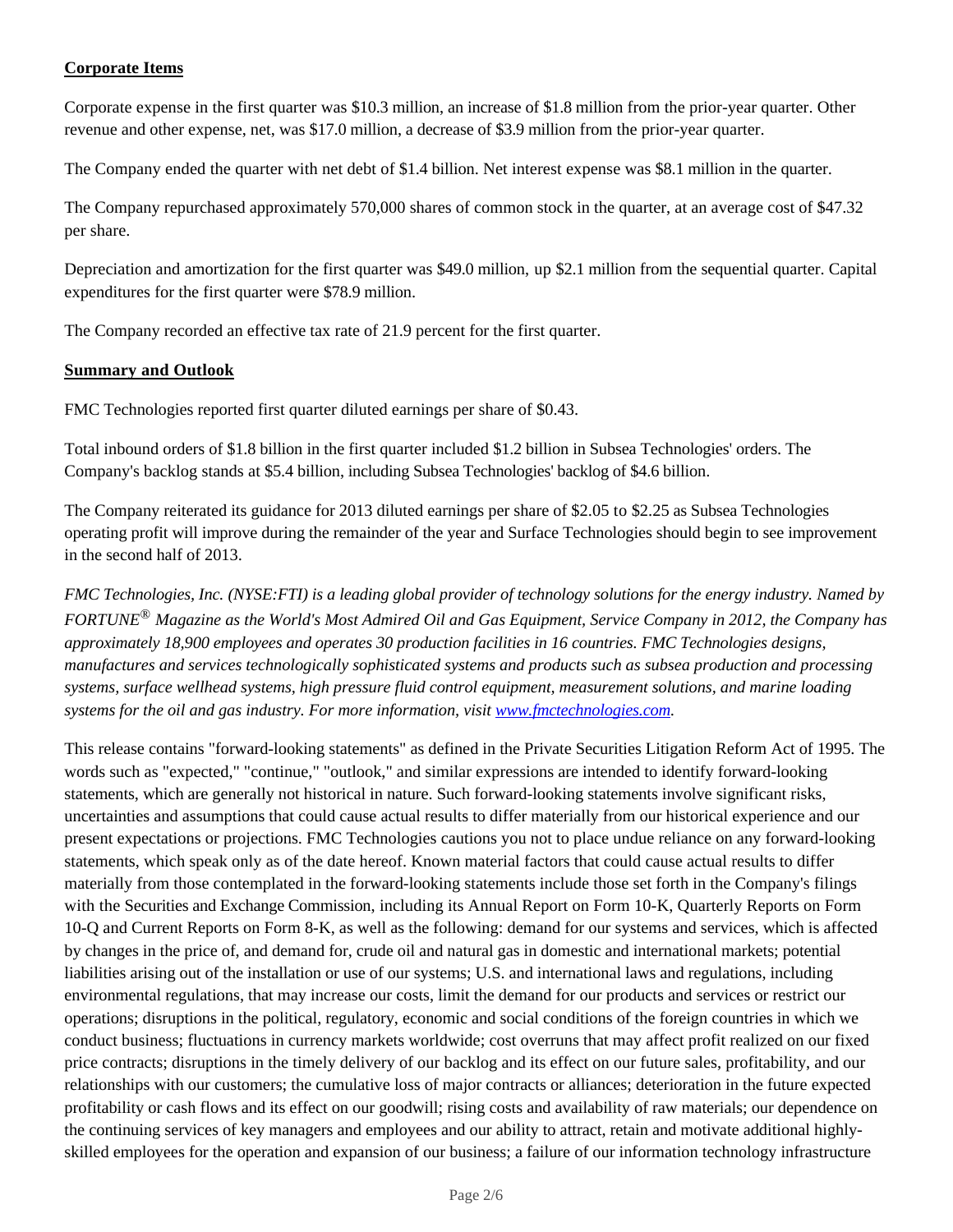**Corporate Items**

Corporate expense in the first quarter was $10.3 million, an increase of $1.8 million from the prior-year quarter. Other revenue and other expense, net, was $17.0 million, a decrease of $3.9 million from the prior-year quarter.

The Company ended the quarter with net debt of $1.4 billion. Net interest expense was $8.1 million in the quarter.

The Company repurchased approximately 570,000 shares of common stock in the quarter, at an average cost of $47.32 per share.

Depreciation and amortization for the first quarter was $49.0 million, up $2.1 million from the sequential quarter. Capital expenditures for the first quarter were $78.9 million.

The Company recorded an effective tax rate of 21.9 percent for the first quarter.

**Summary and Outlook**

FMC Technologies reported first quarter diluted earnings per share of $0.43.

Total inbound orders of $1.8 billion in the first quarter included $1.2 billion in Subsea Technologies' orders. The Company's backlog stands at $5.4 billion, including Subsea Technologies' backlog of $4.6 billion.

The Company reiterated its guidance for 2013 diluted earnings per share of $2.05 to $2.25 as Subsea Technologies operating profit will improve during the remainder of the year and Surface Technologies should begin to see improvement in the second half of 2013.

*FMC Technologies, Inc. (NYSE:FTI) is a leading global provider of technology solutions for the energy industry. Named by FORTUNE® Magazine as the World's Most Admired Oil and Gas Equipment, Service Company in 2012, the Company has approximately 18,900 employees and operates 30 production facilities in 16 countries. FMC Technologies designs, manufactures and services technologically sophisticated systems and products such as subsea production and processing systems, surface wellhead systems, high pressure fluid control equipment, measurement solutions, and marine loading systems for the oil and gas industry. For more information, visit [www.fmctechnologies.com](http://www.fmctechnologies.com).*

This release contains "forward-looking statements" as defined in the Private Securities Litigation Reform Act of 1995. The words such as "expected," "continue," "outlook," and similar expressions are intended to identify forward-looking statements, which are generally not historical in nature. Such forward-looking statements involve significant risks, uncertainties and assumptions that could cause actual results to differ materially from our historical experience and our present expectations or projections. FMC Technologies cautions you not to place undue reliance on any forward-looking statements, which speak only as of the date hereof. Known material factors that could cause actual results to differ materially from those contemplated in the forward-looking statements include those set forth in the Company's filings with the Securities and Exchange Commission, including its Annual Report on Form 10-K, Quarterly Reports on Form 10-Q and Current Reports on Form 8-K, as well as the following: demand for our systems and services, which is affected by changes in the price of, and demand for, crude oil and natural gas in domestic and international markets; potential liabilities arising out of the installation or use of our systems; U.S. and international laws and regulations, including environmental regulations, that may increase our costs, limit the demand for our products and services or restrict our operations; disruptions in the political, regulatory, economic and social conditions of the foreign countries in which we conduct business; fluctuations in currency markets worldwide; cost overruns that may affect profit realized on our fixed price contracts; disruptions in the timely delivery of our backlog and its effect on our future sales, profitability, and our relationships with our customers; the cumulative loss of major contracts or alliances; deterioration in the future expected profitability or cash flows and its effect on our goodwill; rising costs and availability of raw materials; our dependence on the continuing services of key managers and employees and our ability to attract, retain and motivate additional highly-skilled employees for the operation and expansion of our business; a failure of our information technology infrastructure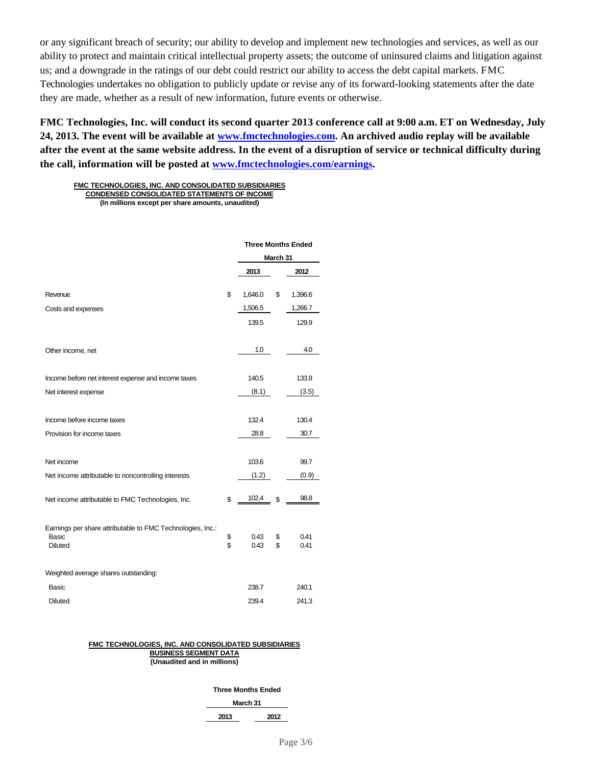or any significant breach of security; our ability to develop and implement new technologies and services, as well as our ability to protect and maintain critical intellectual property assets; the outcome of uninsured claims and litigation against us; and a downgrade in the ratings of our debt could restrict our ability to access the debt capital markets. FMC Technologies undertakes no obligation to publicly update or revise any of its forward-looking statements after the date they are made, whether as a result of new information, future events or otherwise.

**FMC Technologies, Inc. will conduct its second quarter 2013 conference call at 9:00 a.m. ET on Wednesday, July 24, 2013. The event will be available at [www.fmctechnologies.com](www.fmctechnologies.com). An archived audio replay will be available after the event at the same website address. In the event of a disruption of service or technical difficulty during the call, information will be posted at [www.fmctechnologies.com/earnings](www.fmctechnologies.com/earnings).**

**FMC TECHNOLOGIES, INC. AND CONSOLIDATED SUBSIDIARIES**
**CONDENSED CONSOLIDATED STATEMENTS OF INCOME**
**(In millions except per share amounts, unaudited)**

| | Three Months Ended March 31 | |
|---|---|---|
| | **2013** | **2012** |
| Revenue | $ 1,646.0 | $ 1,396.6 |
| Costs and expenses | 1,506.5 | 1,266.7 |
| | 139.5 | 129.9 |
| Other income, net | 1.0 | 4.0 |
| Income before net interest expense and income taxes | 140.5 | 133.9 |
| Net interest expense | (8.1) | (3.5) |
| Income before income taxes | 132.4 | 130.4 |
| Provision for income taxes | 28.8 | 30.7 |
| Net income | 103.6 | 99.7 |
| Net income attributable to noncontrolling interests | (1.2) | (0.9) |
| Net income attributable to FMC Technologies, Inc. | $ 102.4 | $ 98.8 |
| Earnings per share attributable to FMC Technologies, Inc.: | | |
| Basic | $ 0.43 | $ 0.41 |
| Diluted | $ 0.43 | $ 0.41 |
| Weighted average shares outstanding: | | |
| Basic | 238.7 | 240.1 |
| Diluted | 239.4 | 241.3 |

**FMC TECHNOLOGIES, INC. AND CONSOLIDATED SUBSIDIARIES**
**BUSINESS SEGMENT DATA**
**(Unaudited and in millions)**

| Three Months Ended March 31 | |
|---|---|
| **2013** | **2012** |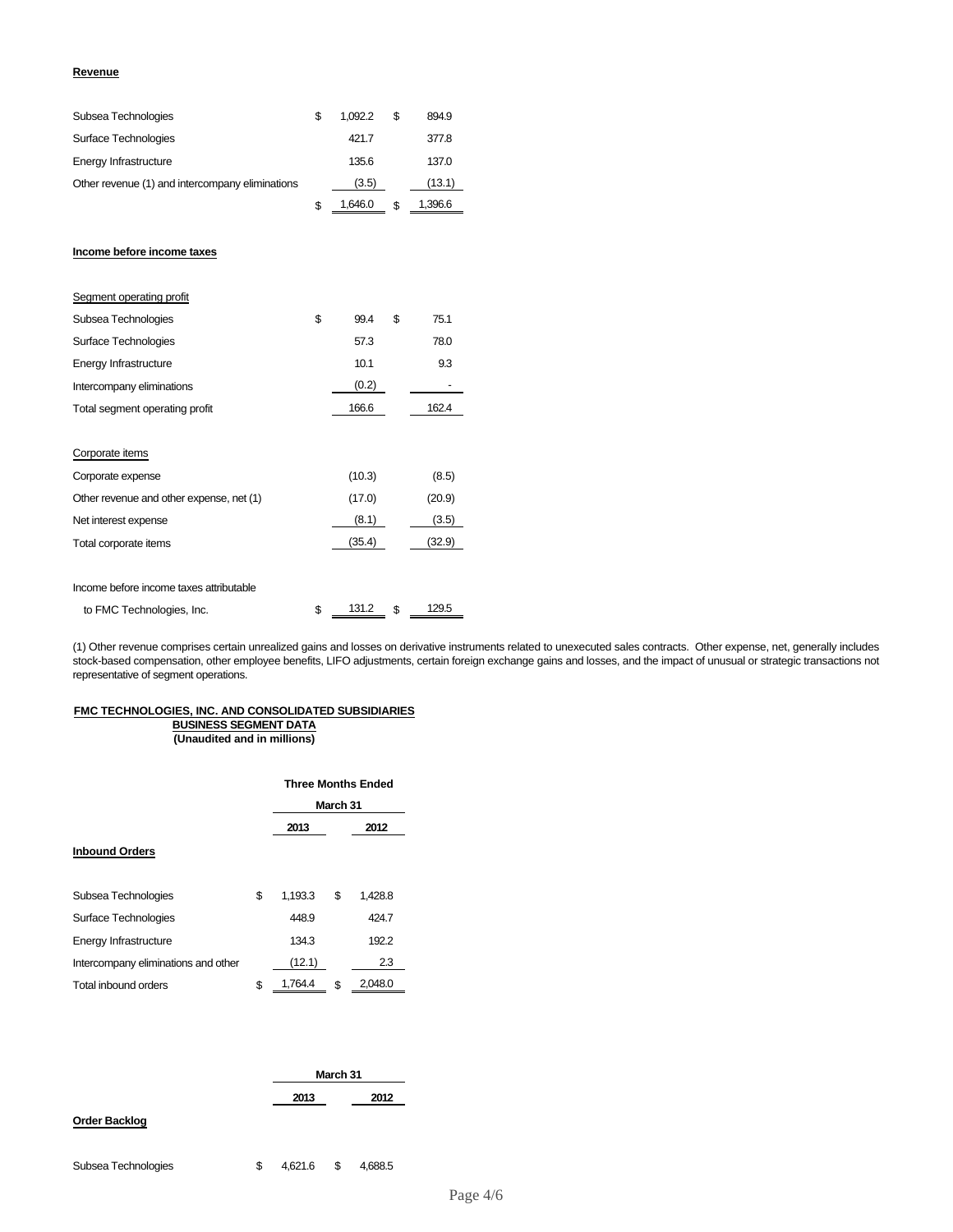**Revenue**

| | 2013 | 2012 |
|---|---|---|
| Subsea Technologies | $ 1,092.2 | $ 894.9 |
| Surface Technologies | 421.7 | 377.8 |
| Energy Infrastructure | 135.6 | 137.0 |
| Other revenue (1) and intercompany eliminations | (3.5) | (13.1) |
| | $ 1,646.0 | $ 1,396.6 |

**Income before income taxes**

| | 2013 | 2012 |
|---|---|---|
| Segment operating profit | | |
| Subsea Technologies | $ 99.4 | $ 75.1 |
| Surface Technologies | 57.3 | 78.0 |
| Energy Infrastructure | 10.1 | 9.3 |
| Intercompany eliminations | (0.2) | - |
| Total segment operating profit | 166.6 | 162.4 |
| | | |
| Corporate items | | |
| Corporate expense | (10.3) | (8.5) |
| Other revenue and other expense, net (1) | (17.0) | (20.9) |
| Net interest expense | (8.1) | (3.5) |
| Total corporate items | (35.4) | (32.9) |
| | | |
| Income before income taxes attributable to FMC Technologies, Inc. | $ 131.2 | $ 129.5 |

(1) Other revenue comprises certain unrealized gains and losses on derivative instruments related to unexecuted sales contracts. Other expense, net, generally includes stock-based compensation, other employee benefits, LIFO adjustments, certain foreign exchange gains and losses, and the impact of unusual or strategic transactions not representative of segment operations.

**FMC TECHNOLOGIES, INC. AND CONSOLIDATED SUBSIDIARIES**
**BUSINESS SEGMENT DATA**
**(Unaudited and in millions)**

| | Three Months Ended March 31 | |
|---|---|---|
| | 2013 | 2012 |
| **Inbound Orders** | | |
| Subsea Technologies | $ 1,193.3 | $ 1,428.8 |
| Surface Technologies | 448.9 | 424.7 |
| Energy Infrastructure | 134.3 | 192.2 |
| Intercompany eliminations and other | (12.1) | 2.3 |
| Total inbound orders | $ 1,764.4 | $ 2,048.0 |

| | March 31 | |
|---|---|---|
| | 2013 | 2012 |
| **Order Backlog** | | |
| Subsea Technologies | $ 4,621.6 | $ 4,688.5 |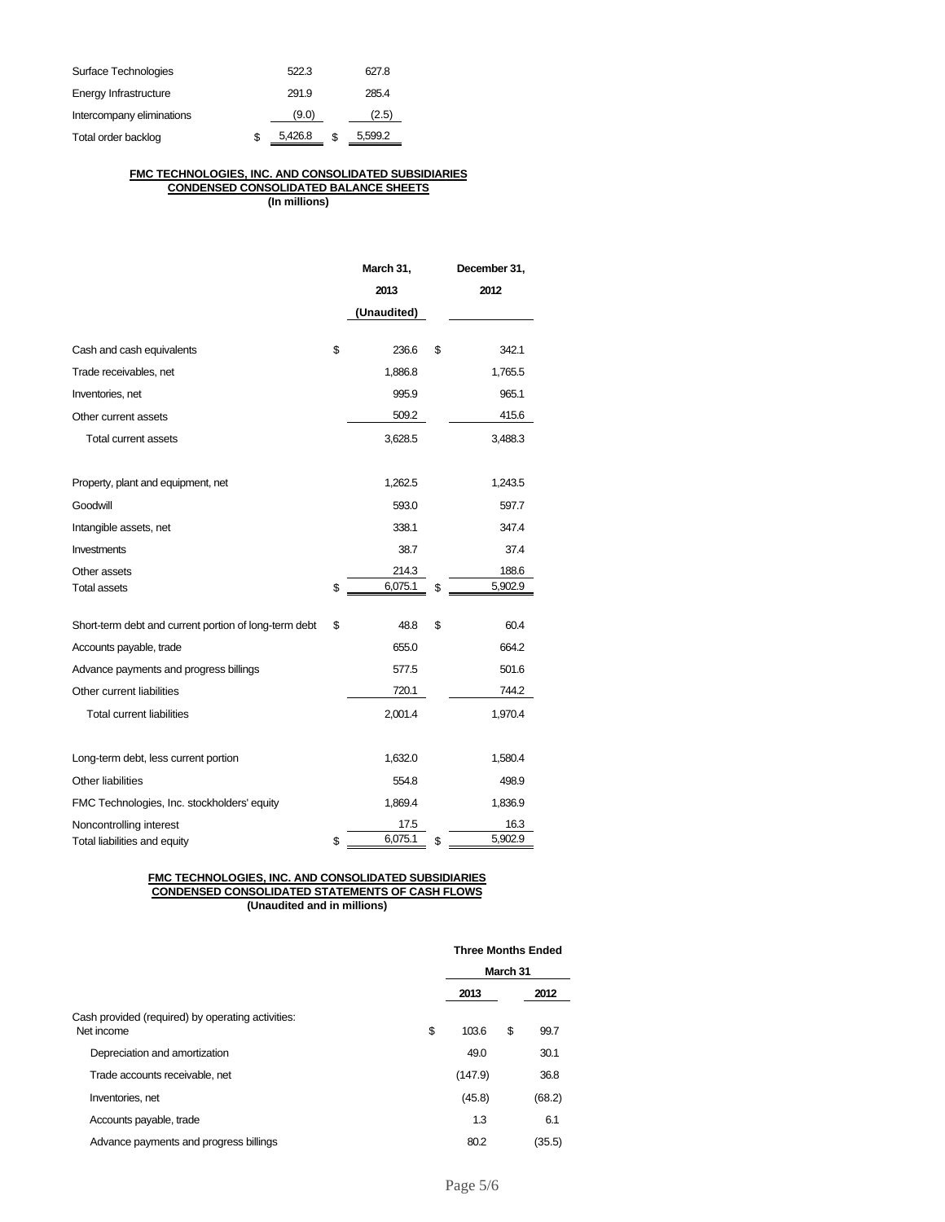| | | |
|---|---|---|
| Surface Technologies | 522.3 | 627.8 |
| Energy Infrastructure | 291.9 | 285.4 |
| Intercompany eliminations | (9.0) | (2.5) |
| Total order backlog | $ 5,426.8 | $ 5,599.2 |

**FMC TECHNOLOGIES, INC. AND CONSOLIDATED SUBSIDIARIES**
**CONDENSED CONSOLIDATED BALANCE SHEETS**
**(In millions)**

| | March 31, 2013 (Unaudited) | December 31, 2012 |
|---|---|---|
| Cash and cash equivalents | $ 236.6 | $ 342.1 |
| Trade receivables, net | 1,886.8 | 1,765.5 |
| Inventories, net | 995.9 | 965.1 |
| Other current assets | 509.2 | 415.6 |
| Total current assets | 3,628.5 | 3,488.3 |
| | | |
| Property, plant and equipment, net | 1,262.5 | 1,243.5 |
| Goodwill | 593.0 | 597.7 |
| Intangible assets, net | 338.1 | 347.4 |
| Investments | 38.7 | 37.4 |
| Other assets | 214.3 | 188.6 |
| Total assets | $ 6,075.1 | $ 5,902.9 |
| | | |
| Short-term debt and current portion of long-term debt | $ 48.8 | $ 60.4 |
| Accounts payable, trade | 655.0 | 664.2 |
| Advance payments and progress billings | 577.5 | 501.6 |
| Other current liabilities | 720.1 | 744.2 |
| Total current liabilities | 2,001.4 | 1,970.4 |
| | | |
| Long-term debt, less current portion | 1,632.0 | 1,580.4 |
| Other liabilities | 554.8 | 498.9 |
| FMC Technologies, Inc. stockholders' equity | 1,869.4 | 1,836.9 |
| Noncontrolling interest | 17.5 | 16.3 |
| Total liabilities and equity | $ 6,075.1 | $ 5,902.9 |

**FMC TECHNOLOGIES, INC. AND CONSOLIDATED SUBSIDIARIES**
**CONDENSED CONSOLIDATED STATEMENTS OF CASH FLOWS**
**(Unaudited and in millions)**

| | Three Months Ended March 31 | |
|---|---|---|
| | 2013 | 2012 |
| Cash provided (required) by operating activities: | | |
| Net income | $ 103.6 | $ 99.7 |
| Depreciation and amortization | 49.0 | 30.1 |
| Trade accounts receivable, net | (147.9) | 36.8 |
| Inventories, net | (45.8) | (68.2) |
| Accounts payable, trade | 1.3 | 6.1 |
| Advance payments and progress billings | 80.2 | (35.5) |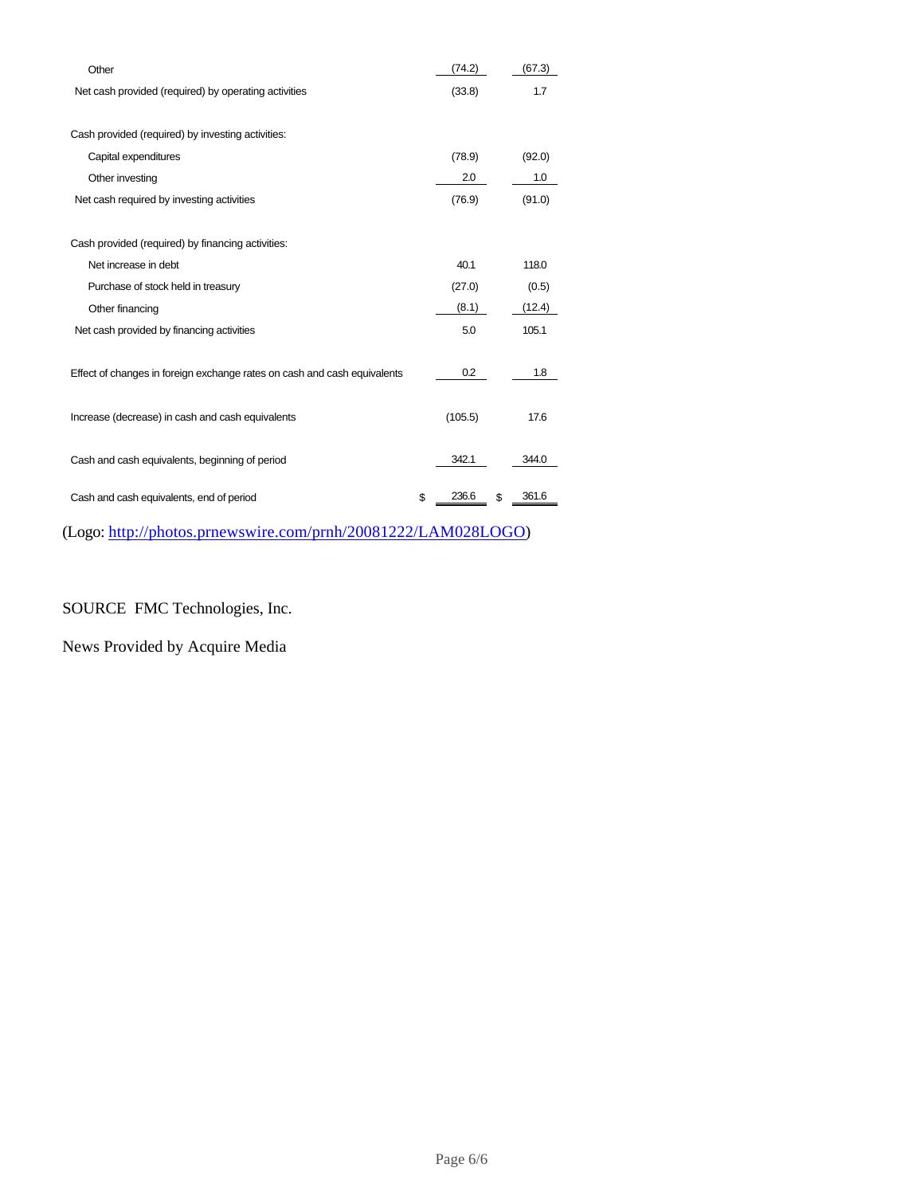| | | |
|---|---|---|
| Other | (74.2) | (67.3) |
| Net cash provided (required) by operating activities | (33.8) | 1.7 |
| | | |
| Cash provided (required) by investing activities: | | |
| Capital expenditures | (78.9) | (92.0) |
| Other investing | 2.0 | 1.0 |
| Net cash required by investing activities | (76.9) | (91.0) |
| | | |
| Cash provided (required) by financing activities: | | |
| Net increase in debt | 40.1 | 118.0 |
| Purchase of stock held in treasury | (27.0) | (0.5) |
| Other financing | (8.1) | (12.4) |
| Net cash provided by financing activities | 5.0 | 105.1 |
| | | |
| Effect of changes in foreign exchange rates on cash and cash equivalents | 0.2 | 1.8 |
| | | |
| Increase (decrease) in cash and cash equivalents | (105.5) | 17.6 |
| | | |
| Cash and cash equivalents, beginning of period | 342.1 | 344.0 |
| | | |
| Cash and cash equivalents, end of period | $ 236.6 | $ 361.6 |

(Logo: http://photos.prnewswire.com/prnh/20081222/LAM028LOGO)

SOURCE FMC Technologies, Inc.

News Provided by Acquire Media